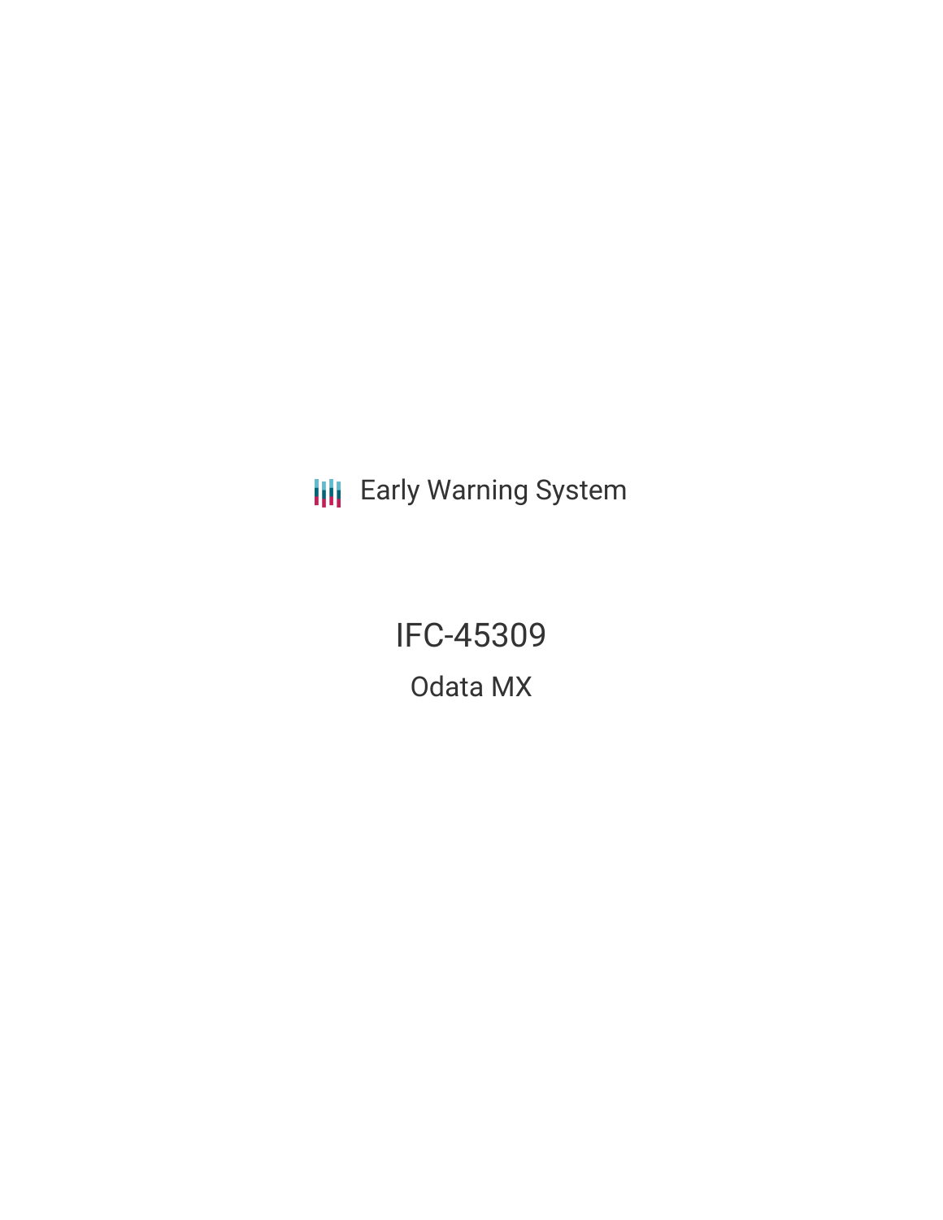Early Warning System

# IFC-45309

## Odata MX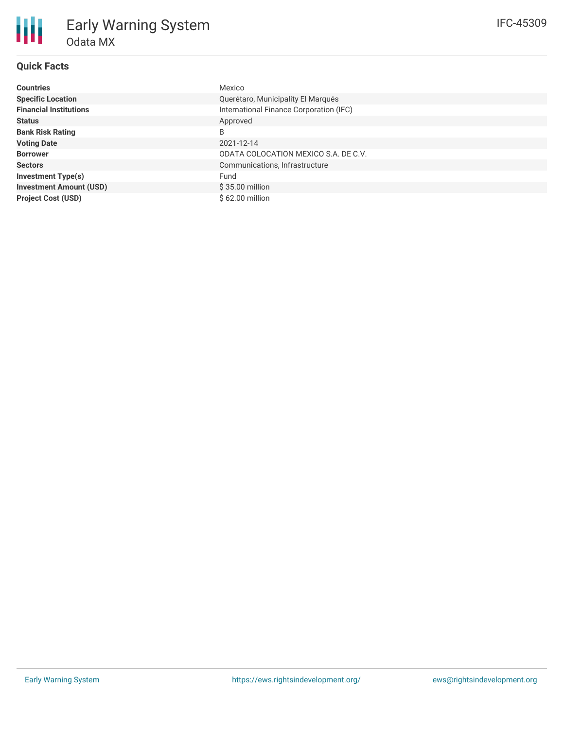# Early Warning System

## Odata MX

IFC-45309

### Quick Facts

| | |
|---|---|
| **Countries** | Mexico |
| **Specific Location** | Querétaro, Municipality El Marqués |
| **Financial Institutions** | International Finance Corporation (IFC) |
| **Status** | Approved |
| **Bank Risk Rating** | B |
| **Voting Date** | 2021-12-14 |
| **Borrower** | ODATA COLOCATION MEXICO S.A. DE C.V. |
| **Sectors** | Communications, Infrastructure |
| **Investment Type(s)** | Fund |
| **Investment Amount (USD)** | $ 35.00 million |
| **Project Cost (USD)** | $ 62.00 million |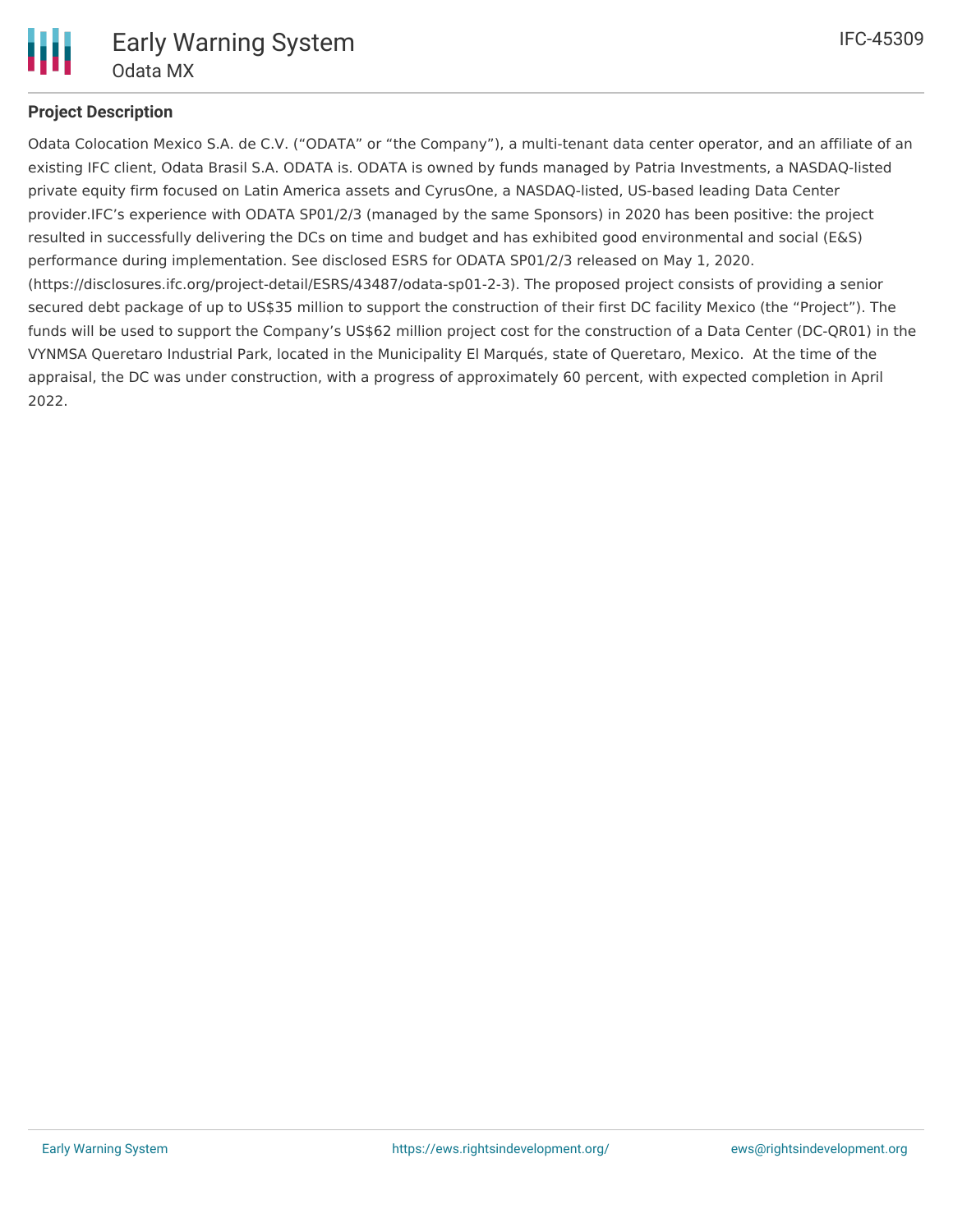## Project Description

Odata Colocation Mexico S.A. de C.V. ("ODATA" or "the Company"), a multi-tenant data center operator, and an affiliate of an existing IFC client, Odata Brasil S.A. ODATA is. ODATA is owned by funds managed by Patria Investments, a NASDAQ-listed private equity firm focused on Latin America assets and CyrusOne, a NASDAQ-listed, US-based leading Data Center provider.IFC's experience with ODATA SP01/2/3 (managed by the same Sponsors) in 2020 has been positive: the project resulted in successfully delivering the DCs on time and budget and has exhibited good environmental and social (E&S) performance during implementation. See disclosed ESRS for ODATA SP01/2/3 released on May 1, 2020. (https://disclosures.ifc.org/project-detail/ESRS/43487/odata-sp01-2-3). The proposed project consists of providing a senior secured debt package of up to US$35 million to support the construction of their first DC facility Mexico (the "Project"). The funds will be used to support the Company's US$62 million project cost for the construction of a Data Center (DC-QR01) in the VYNMSA Queretaro Industrial Park, located in the Municipality El Marqués, state of Queretaro, Mexico. At the time of the appraisal, the DC was under construction, with a progress of approximately 60 percent, with expected completion in April 2022.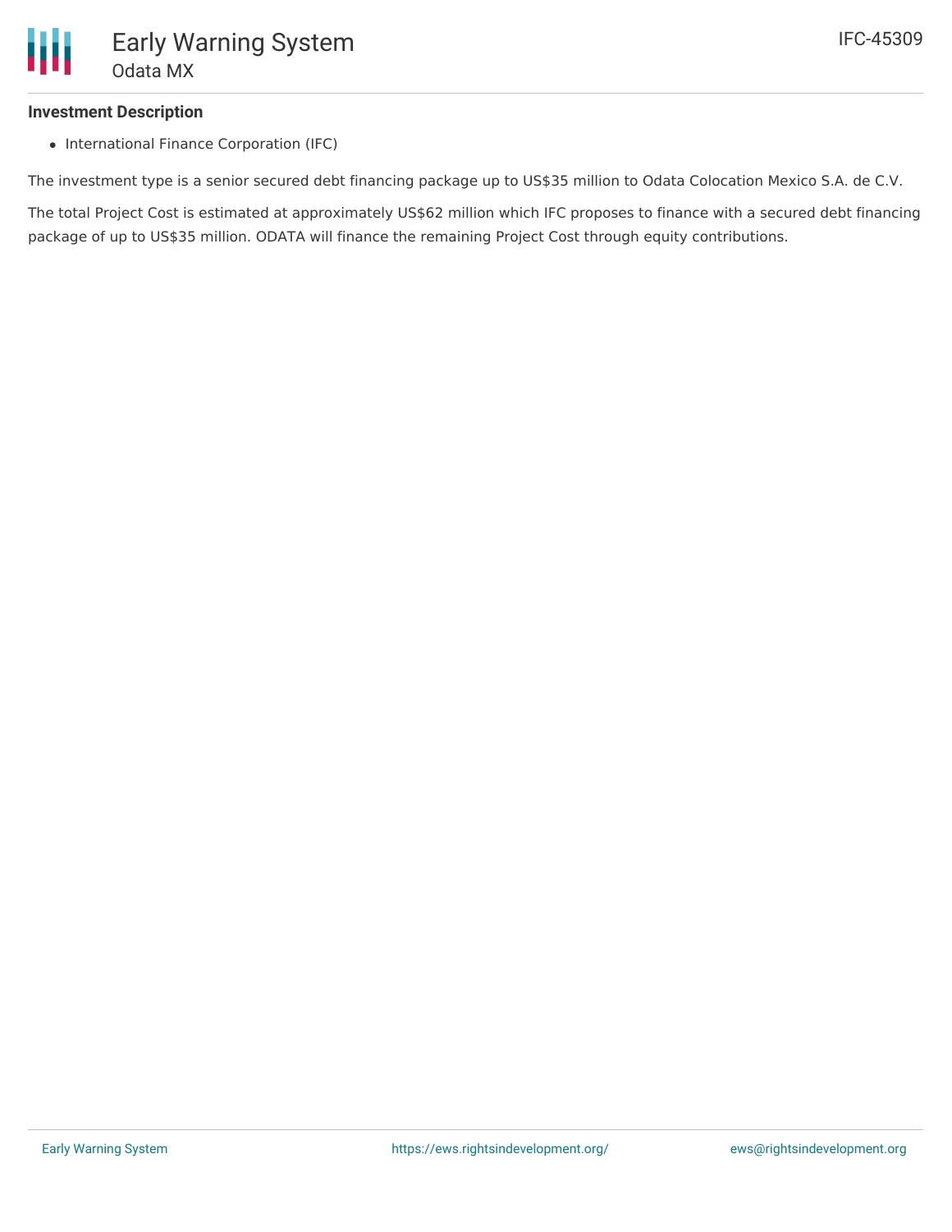**Investment Description**

- International Finance Corporation (IFC)

The investment type is a senior secured debt financing package up to US$35 million to Odata Colocation Mexico S.A. de C.V.

The total Project Cost is estimated at approximately US$62 million which IFC proposes to finance with a secured debt financing package of up to US$35 million. ODATA will finance the remaining Project Cost through equity contributions.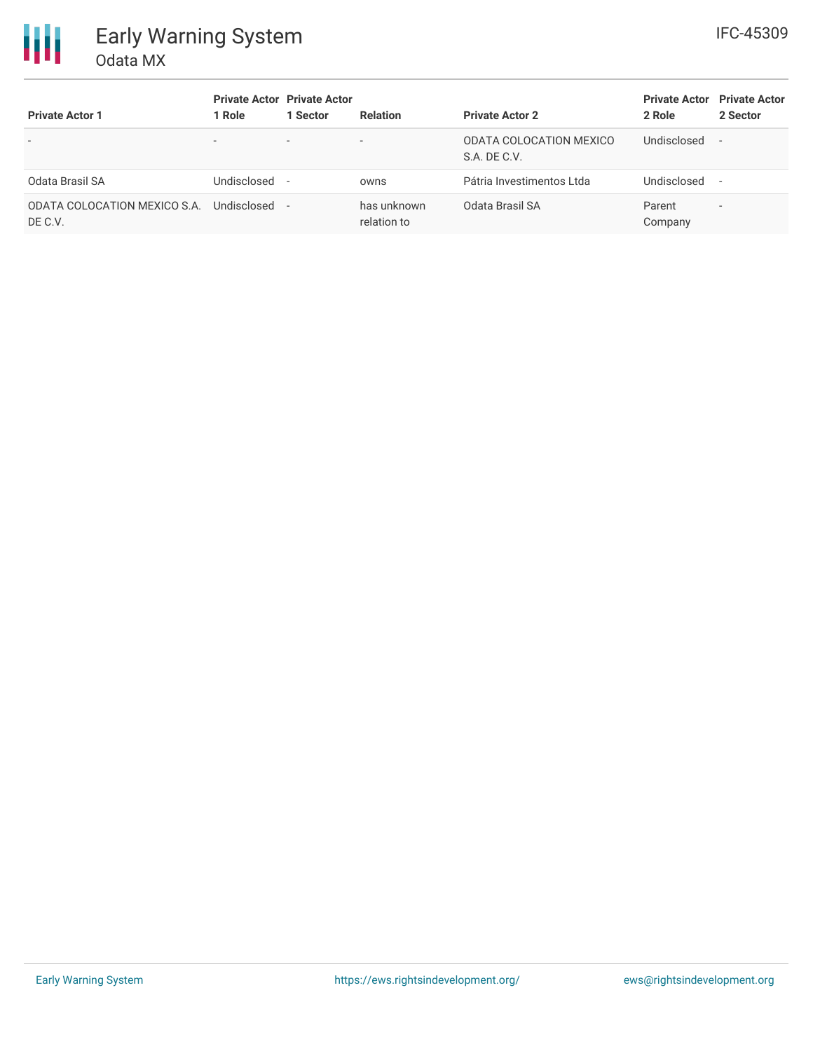| Private Actor 1 | Private Actor 1 Role | Private Actor 1 Sector | Relation | Private Actor 2 | Private Actor 2 Role | Private Actor 2 Sector |
|---|---|---|---|---|---|---|
| - | - | - | - | ODATA COLOCATION MEXICO S.A. DE C.V. | Undisclosed | - |
| Odata Brasil SA | Undisclosed | - | owns | Pátria Investimentos Ltda | Undisclosed | - |
| ODATA COLOCATION MEXICO S.A. DE C.V. | Undisclosed | - | has unknown relation to | Odata Brasil SA | Parent Company | - |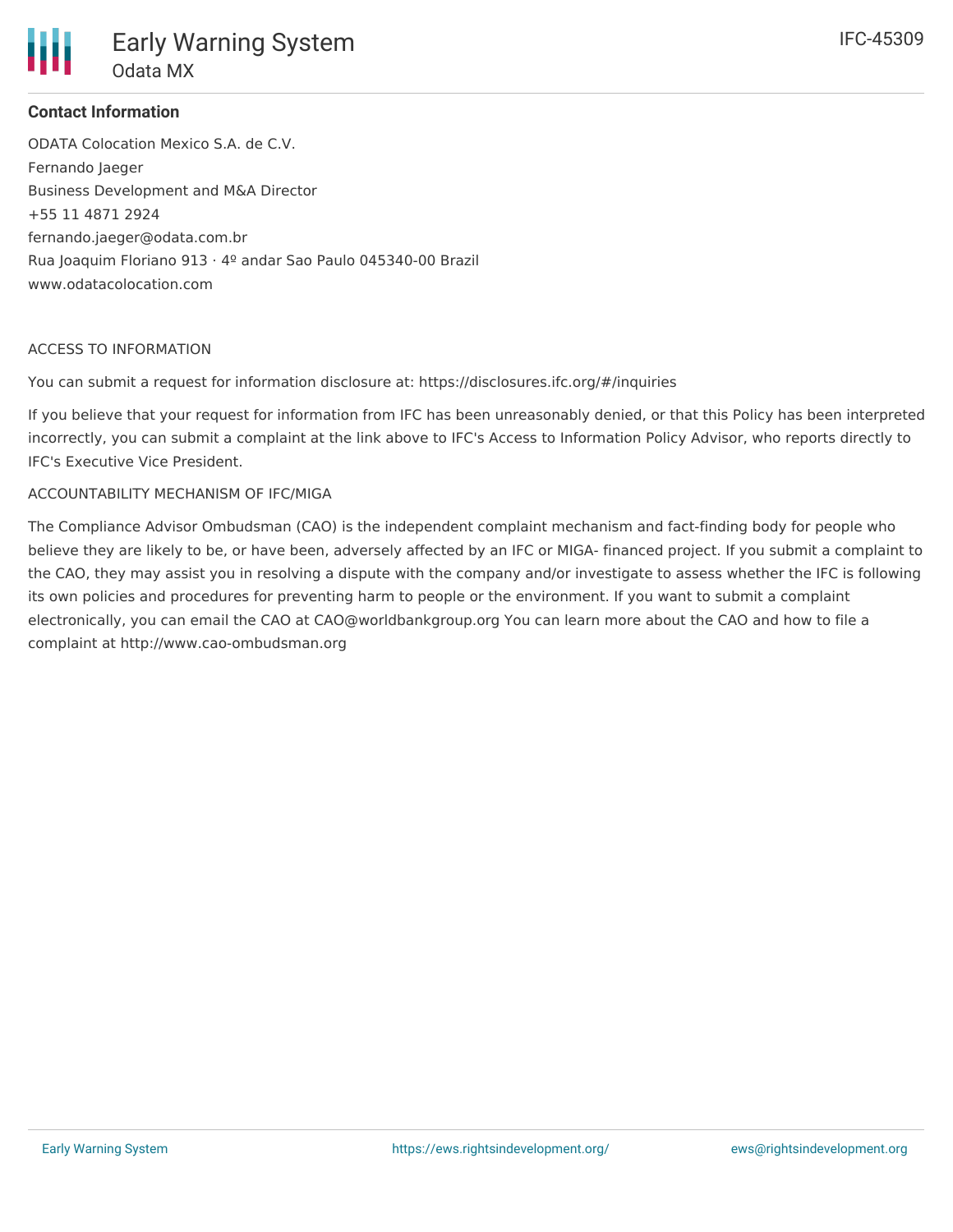### Contact Information

ODATA Colocation Mexico S.A. de C.V.
Fernando Jaeger
Business Development and M&A Director
+55 11 4871 2924
fernando.jaeger@odata.com.br
Rua Joaquim Floriano 913 · 4º andar Sao Paulo 045340-00 Brazil
www.odatacolocation.com

ACCESS TO INFORMATION

You can submit a request for information disclosure at: https://disclosures.ifc.org/#/inquiries

If you believe that your request for information from IFC has been unreasonably denied, or that this Policy has been interpreted incorrectly, you can submit a complaint at the link above to IFC's Access to Information Policy Advisor, who reports directly to IFC's Executive Vice President.

ACCOUNTABILITY MECHANISM OF IFC/MIGA

The Compliance Advisor Ombudsman (CAO) is the independent complaint mechanism and fact-finding body for people who believe they are likely to be, or have been, adversely affected by an IFC or MIGA- financed project. If you submit a complaint to the CAO, they may assist you in resolving a dispute with the company and/or investigate to assess whether the IFC is following its own policies and procedures for preventing harm to people or the environment. If you want to submit a complaint electronically, you can email the CAO at CAO@worldbankgroup.org You can learn more about the CAO and how to file a complaint at http://www.cao-ombudsman.org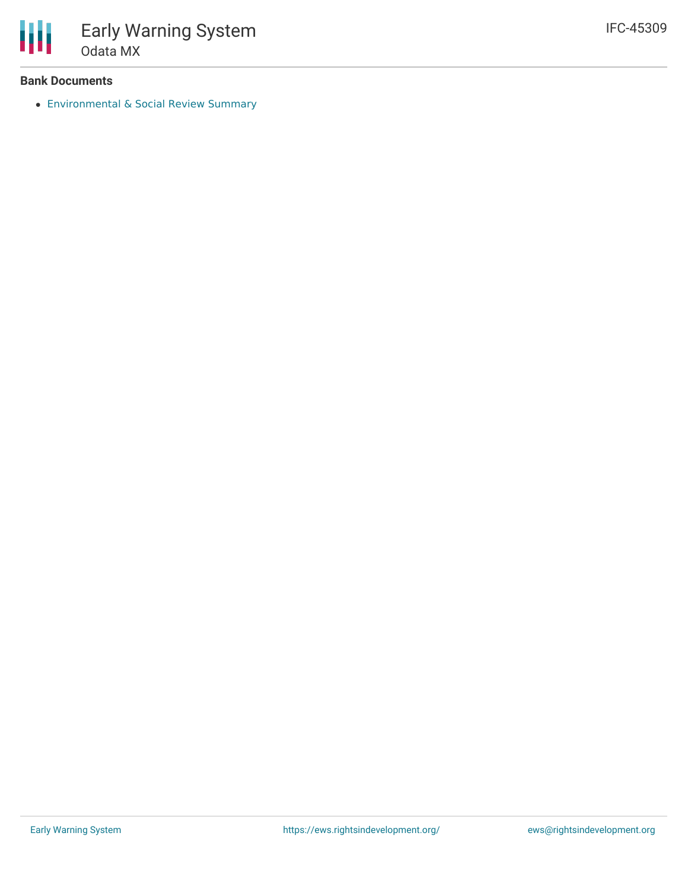**Bank Documents**

- Environmental & Social Review Summary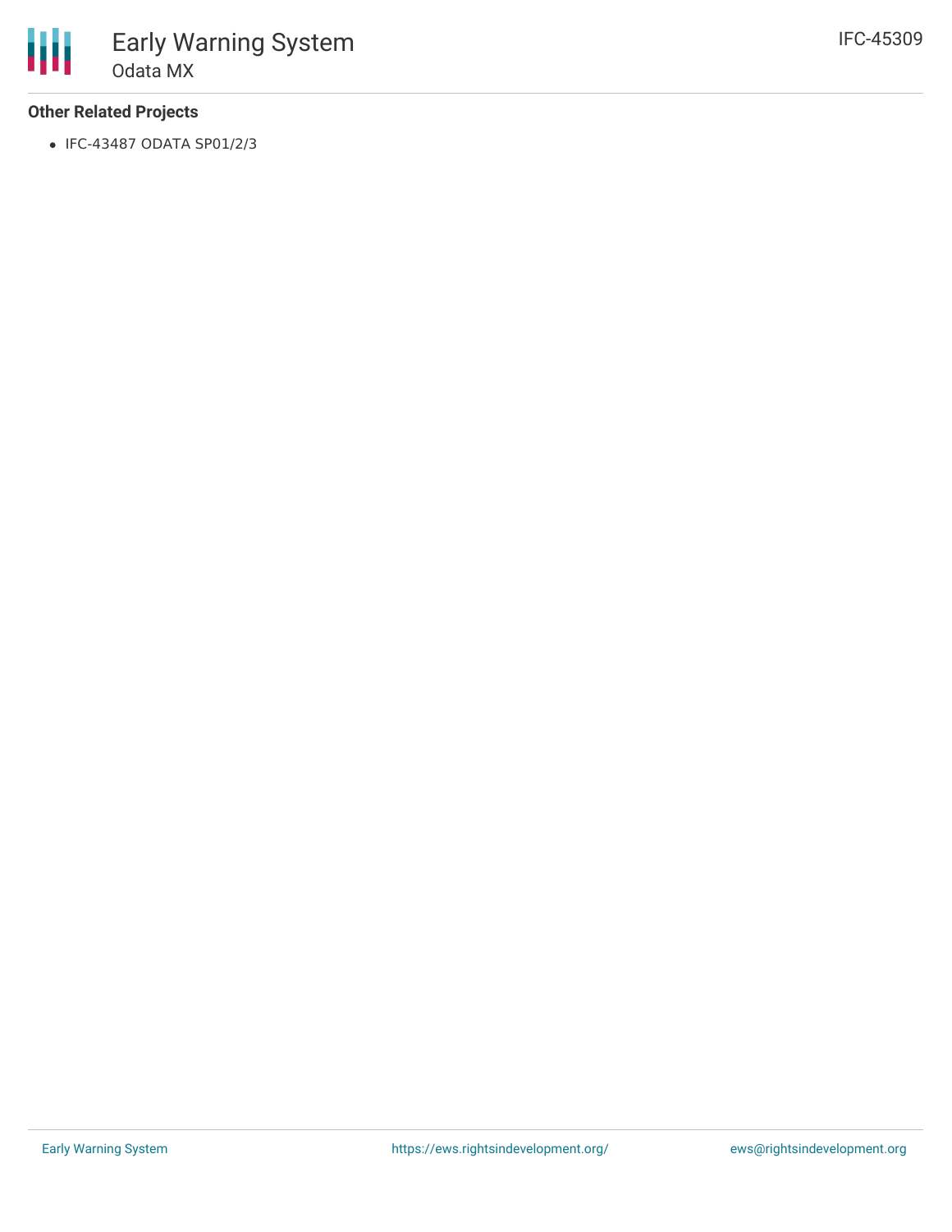**Other Related Projects**

- IFC-43487 ODATA SP01/2/3